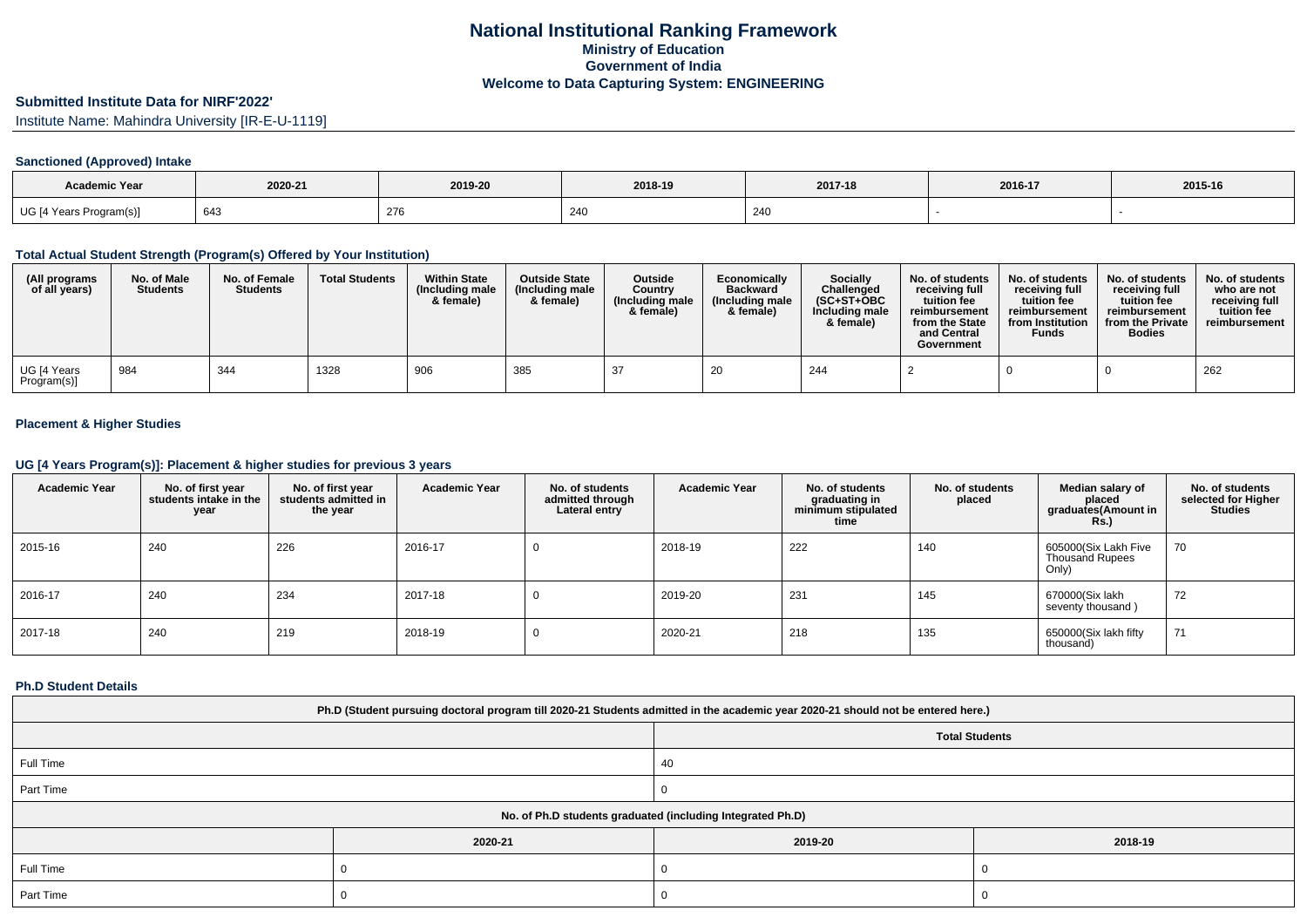# National Institutional Ranking Framework

## Ministry of Education

## Government of India

## Welcome to Data Capturing System: ENGINEERING

### Submitted Institute Data for NIRF'2022'

Institute Name: Mahindra University [IR-E-U-1119]

### Sanctioned (Approved) Intake

| Academic Year | 2020-21 | 2019-20 | 2018-19 | 2017-18 | 2016-17 | 2015-16 |
|---|---|---|---|---|---|---|
| UG [4 Years Program(s)] | 643 | 276 | 240 | 240 | - | - |

### Total Actual Student Strength (Program(s) Offered by Your Institution)

| (All programs of all years) | No. of Male Students | No. of Female Students | Total Students | Within State (Including male & female) | Outside State (Including male & female) | Outside Country (Including male & female) | Economically Backward (Including male & female) | Socially Challenged (SC+ST+OBC Including male & female) | No. of students receiving full tuition fee reimbursement from the State and Central Government | No. of students receiving full tuition fee reimbursement from Institution Funds | No. of students receiving full tuition fee reimbursement from the Private Bodies | No. of students who are not receiving full tuition fee reimbursement |
|---|---|---|---|---|---|---|---|---|---|---|---|---|
| UG [4 Years Program(s)] | 984 | 344 | 1328 | 906 | 385 | 37 | 20 | 244 | 2 | 0 | 0 | 262 |

### Placement & Higher Studies

### UG [4 Years Program(s)]: Placement & higher studies for previous 3 years

| Academic Year | No. of first year students intake in the year | No. of first year students admitted in the year | Academic Year | No. of students admitted through Lateral entry | Academic Year | No. of students graduating in minimum stipulated time | No. of students placed | Median salary of placed graduates(Amount in Rs.) | No. of students selected for Higher Studies |
|---|---|---|---|---|---|---|---|---|---|
| 2015-16 | 240 | 226 | 2016-17 | 0 | 2018-19 | 222 | 140 | 605000(Six Lakh Five Thousand Rupees Only) | 70 |
| 2016-17 | 240 | 234 | 2017-18 | 0 | 2019-20 | 231 | 145 | 670000(Six lakh seventy thousand ) | 72 |
| 2017-18 | 240 | 219 | 2018-19 | 0 | 2020-21 | 218 | 135 | 650000(Six lakh fifty thousand) | 71 |

### Ph.D Student Details

| Ph.D (Student pursuing doctoral program till 2020-21 Students admitted in the academic year 2020-21 should not be entered here.) | |
|---|---|
| | Total Students |
| Full Time | 40 |
| Part Time | 0 |

| No. of Ph.D students graduated (including Integrated Ph.D) | | | |
|---|---|---|---|
| | 2020-21 | 2019-20 | 2018-19 |
| Full Time | 0 | 0 | 0 |
| Part Time | 0 | 0 | 0 |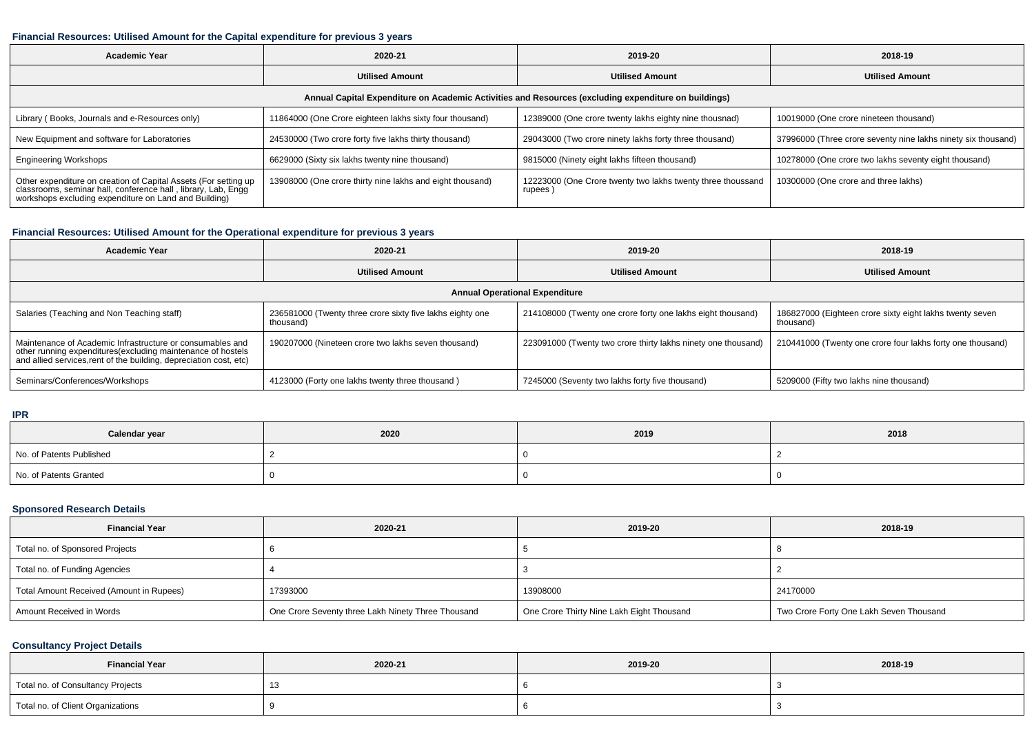#### Financial Resources: Utilised Amount for the Capital expenditure for previous 3 years

| Academic Year | 2020-21 | 2019-20 | 2018-19 |
|---|---|---|---|
| | **Utilised Amount** | **Utilised Amount** | **Utilised Amount** |
| **Annual Capital Expenditure on Academic Activities and Resources (excluding expenditure on buildings)** | | | |
| Library ( Books, Journals and e-Resources only) | 11864000 (One Crore eighteen lakhs sixty four thousand) | 12389000 (One crore twenty lakhs eighty nine thousnad) | 10019000 (One crore nineteen thousand) |
| New Equipment and software for Laboratories | 24530000 (Two crore forty five lakhs thirty thousand) | 29043000 (Two crore ninety lakhs forty three thousand) | 37996000 (Three crore seventy nine lakhs ninety six thousand) |
| Engineering Workshops | 6629000 (Sixty six lakhs twenty nine thousand) | 9815000 (Ninety eight lakhs fifteen thousand) | 10278000 (One crore two lakhs seventy eight thousand) |
| Other expenditure on creation of Capital Assets (For setting up classrooms, seminar hall, conference hall , library, Lab, Engg workshops excluding expenditure on Land and Building) | 13908000 (One crore thirty nine lakhs and eight thousand) | 12223000 (One Crore twenty two lakhs twenty three thoussand rupees ) | 10300000 (One crore and three lakhs) |

#### Financial Resources: Utilised Amount for the Operational expenditure for previous 3 years

| Academic Year | 2020-21 | 2019-20 | 2018-19 |
|---|---|---|---|
| | **Utilised Amount** | **Utilised Amount** | **Utilised Amount** |
| **Annual Operational Expenditure** | | | |
| Salaries (Teaching and Non Teaching staff) | 236581000 (Twenty three crore sixty five lakhs eighty one thousand) | 214108000 (Twenty one crore forty one lakhs eight thousand) | 186827000 (Eighteen crore sixty eight lakhs twenty seven thousand) |
| Maintenance of Academic Infrastructure or consumables and other running expenditures(excluding maintenance of hostels and allied services,rent of the building, depreciation cost, etc) | 190207000 (Nineteen crore two lakhs seven thousand) | 223091000 (Twenty two crore thirty lakhs ninety one thousand) | 210441000 (Twenty one crore four lakhs forty one thousand) |
| Seminars/Conferences/Workshops | 4123000 (Forty one lakhs twenty three thousand ) | 7245000 (Seventy two lakhs forty five thousand) | 5209000 (Fifty two lakhs nine thousand) |

#### IPR

| Calendar year | 2020 | 2019 | 2018 |
|---|---|---|---|
| No. of Patents Published | 2 | 0 | 2 |
| No. of Patents Granted | 0 | 0 | 0 |

#### Sponsored Research Details

| Financial Year | 2020-21 | 2019-20 | 2018-19 |
|---|---|---|---|
| Total no. of Sponsored Projects | 6 | 5 | 8 |
| Total no. of Funding Agencies | 4 | 3 | 2 |
| Total Amount Received (Amount in Rupees) | 17393000 | 13908000 | 24170000 |
| Amount Received in Words | One Crore Seventy three Lakh Ninety Three Thousand | One Crore Thirty Nine Lakh Eight Thousand | Two Crore Forty One Lakh Seven Thousand |

#### Consultancy Project Details

| Financial Year | 2020-21 | 2019-20 | 2018-19 |
|---|---|---|---|
| Total no. of Consultancy Projects | 13 | 6 | 3 |
| Total no. of Client Organizations | 9 | 6 | 3 |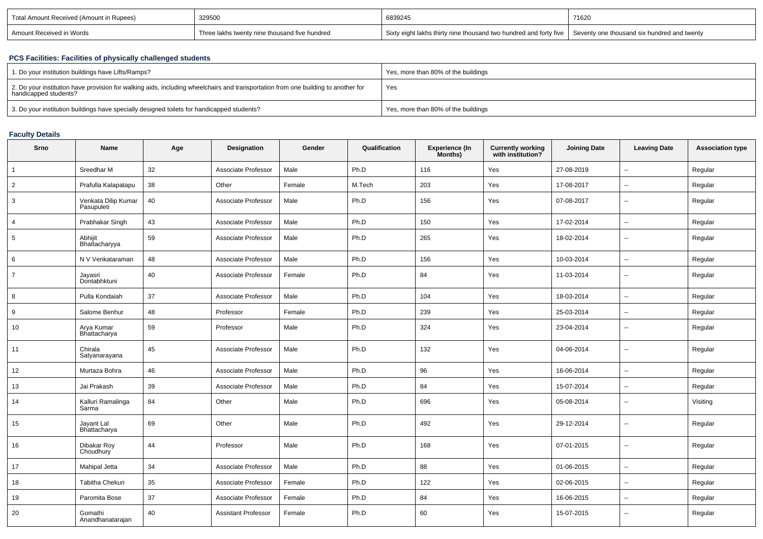| Total Amount Received (Amount in Rupees) | 329500 | 6839245 | 71620 |
|---|---|---|---|
| Amount Received in Words | Three lakhs twenty nine thousand five hundred | Sixty eight lakhs thirty nine thousand two hundred and forty five | Seventy one thousand six hundred and twenty |

## PCS Facilities: Facilities of physically challenged students

| 1. Do your institution buildings have Lifts/Ramps? | Yes, more than 80% of the buildings |
|---|---|
| 2. Do your institution have provision for walking aids, including wheelchairs and transportation from one building to another for handicapped students? | Yes |
| 3. Do your institution buildings have specially designed toilets for handicapped students? | Yes, more than 80% of the buildings |

## Faculty Details

| Srno | Name | Age | Designation | Gender | Qualification | Experience (In Months) | Currently working with institution? | Joining Date | Leaving Date | Association type |
|---|---|---|---|---|---|---|---|---|---|---|
| 1 | Sreedhar M | 32 | Associate Professor | Male | Ph.D | 116 | Yes | 27-08-2019 | -- | Regular |
| 2 | Prafulla Kalapatapu | 38 | Other | Female | M.Tech | 203 | Yes | 17-08-2017 | -- | Regular |
| 3 | Venkata Dilip Kumar Pasupuleti | 40 | Associate Professor | Male | Ph.D | 156 | Yes | 07-08-2017 | -- | Regular |
| 4 | Prabhakar Singh | 43 | Associate Professor | Male | Ph.D | 150 | Yes | 17-02-2014 | -- | Regular |
| 5 | Abhijit Bhattacharyya | 59 | Associate Professor | Male | Ph.D | 265 | Yes | 18-02-2014 | -- | Regular |
| 6 | N V Venkataraman | 48 | Associate Professor | Male | Ph.D | 156 | Yes | 10-03-2014 | -- | Regular |
| 7 | Jayasri Dontabhktuni | 40 | Associate Professor | Female | Ph.D | 84 | Yes | 11-03-2014 | -- | Regular |
| 8 | Pulla Kondaiah | 37 | Associate Professor | Male | Ph.D | 104 | Yes | 18-03-2014 | -- | Regular |
| 9 | Salome Benhur | 48 | Professor | Female | Ph.D | 239 | Yes | 25-03-2014 | -- | Regular |
| 10 | Arya Kumar Bhattacharya | 59 | Professor | Male | Ph.D | 324 | Yes | 23-04-2014 | -- | Regular |
| 11 | Chirala Satyanarayana | 45 | Associate Professor | Male | Ph.D | 132 | Yes | 04-06-2014 | -- | Regular |
| 12 | Murtaza Bohra | 46 | Associate Professor | Male | Ph.D | 96 | Yes | 16-06-2014 | -- | Regular |
| 13 | Jai Prakash | 39 | Associate Professor | Male | Ph.D | 84 | Yes | 15-07-2014 | -- | Regular |
| 14 | Kalluri Ramalinga Sarma | 84 | Other | Male | Ph.D | 696 | Yes | 05-08-2014 | -- | Visiting |
| 15 | Jayant Lal Bhattacharya | 69 | Other | Male | Ph.D | 492 | Yes | 29-12-2014 | -- | Regular |
| 16 | Dibakar Roy Choudhury | 44 | Professor | Male | Ph.D | 168 | Yes | 07-01-2015 | -- | Regular |
| 17 | Mahipal Jetta | 34 | Associate Professor | Male | Ph.D | 88 | Yes | 01-06-2015 | -- | Regular |
| 18 | Tabitha Chekuri | 35 | Associate Professor | Female | Ph.D | 122 | Yes | 02-06-2015 | -- | Regular |
| 19 | Paromita Bose | 37 | Associate Professor | Female | Ph.D | 84 | Yes | 16-06-2015 | -- | Regular |
| 20 | Gomathi Anandhanatarajan | 40 | Assistant Professor | Female | Ph.D | 60 | Yes | 15-07-2015 | -- | Regular |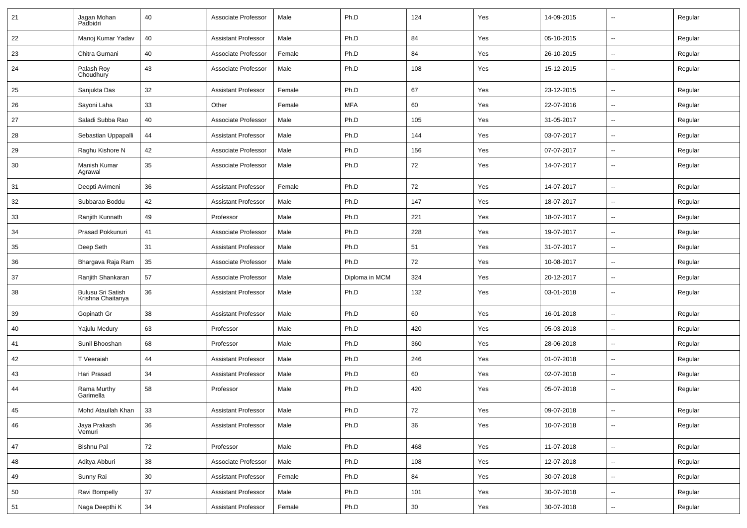| 21 | Jagan Mohan Padbidri | 40 | Associate Professor | Male | Ph.D | 124 | Yes | 14-09-2015 | -- | Regular |
|---|---|---|---|---|---|---|---|---|---|---|
| 22 | Manoj Kumar Yadav | 40 | Assistant Professor | Male | Ph.D | 84 | Yes | 05-10-2015 | -- | Regular |
| 23 | Chitra Gurnani | 40 | Associate Professor | Female | Ph.D | 84 | Yes | 26-10-2015 | -- | Regular |
| 24 | Palash Roy Choudhury | 43 | Associate Professor | Male | Ph.D | 108 | Yes | 15-12-2015 | -- | Regular |
| 25 | Sanjukta Das | 32 | Assistant Professor | Female | Ph.D | 67 | Yes | 23-12-2015 | -- | Regular |
| 26 | Sayoni Laha | 33 | Other | Female | MFA | 60 | Yes | 22-07-2016 | -- | Regular |
| 27 | Saladi Subba Rao | 40 | Associate Professor | Male | Ph.D | 105 | Yes | 31-05-2017 | -- | Regular |
| 28 | Sebastian Uppapalli | 44 | Assistant Professor | Male | Ph.D | 144 | Yes | 03-07-2017 | -- | Regular |
| 29 | Raghu Kishore N | 42 | Associate Professor | Male | Ph.D | 156 | Yes | 07-07-2017 | -- | Regular |
| 30 | Manish Kumar Agrawal | 35 | Associate Professor | Male | Ph.D | 72 | Yes | 14-07-2017 | -- | Regular |
| 31 | Deepti Avirneni | 36 | Assistant Professor | Female | Ph.D | 72 | Yes | 14-07-2017 | -- | Regular |
| 32 | Subbarao Boddu | 42 | Assistant Professor | Male | Ph.D | 147 | Yes | 18-07-2017 | -- | Regular |
| 33 | Ranjith Kunnath | 49 | Professor | Male | Ph.D | 221 | Yes | 18-07-2017 | -- | Regular |
| 34 | Prasad Pokkunuri | 41 | Associate Professor | Male | Ph.D | 228 | Yes | 19-07-2017 | -- | Regular |
| 35 | Deep Seth | 31 | Assistant Professor | Male | Ph.D | 51 | Yes | 31-07-2017 | -- | Regular |
| 36 | Bhargava Raja Ram | 35 | Associate Professor | Male | Ph.D | 72 | Yes | 10-08-2017 | -- | Regular |
| 37 | Ranjith Shankaran | 57 | Associate Professor | Male | Diploma in MCM | 324 | Yes | 20-12-2017 | -- | Regular |
| 38 | Bulusu Sri Satish Krishna Chaitanya | 36 | Assistant Professor | Male | Ph.D | 132 | Yes | 03-01-2018 | -- | Regular |
| 39 | Gopinath Gr | 38 | Assistant Professor | Male | Ph.D | 60 | Yes | 16-01-2018 | -- | Regular |
| 40 | Yajulu Medury | 63 | Professor | Male | Ph.D | 420 | Yes | 05-03-2018 | -- | Regular |
| 41 | Sunil Bhooshan | 68 | Professor | Male | Ph.D | 360 | Yes | 28-06-2018 | -- | Regular |
| 42 | T Veeraiah | 44 | Assistant Professor | Male | Ph.D | 246 | Yes | 01-07-2018 | -- | Regular |
| 43 | Hari Prasad | 34 | Assistant Professor | Male | Ph.D | 60 | Yes | 02-07-2018 | -- | Regular |
| 44 | Rama Murthy Garimella | 58 | Professor | Male | Ph.D | 420 | Yes | 05-07-2018 | -- | Regular |
| 45 | Mohd Ataullah Khan | 33 | Assistant Professor | Male | Ph.D | 72 | Yes | 09-07-2018 | -- | Regular |
| 46 | Jaya Prakash Vemuri | 36 | Assistant Professor | Male | Ph.D | 36 | Yes | 10-07-2018 | -- | Regular |
| 47 | Bishnu Pal | 72 | Professor | Male | Ph.D | 468 | Yes | 11-07-2018 | -- | Regular |
| 48 | Aditya Abburi | 38 | Associate Professor | Male | Ph.D | 108 | Yes | 12-07-2018 | -- | Regular |
| 49 | Sunny Rai | 30 | Assistant Professor | Female | Ph.D | 84 | Yes | 30-07-2018 | -- | Regular |
| 50 | Ravi Bompelly | 37 | Assistant Professor | Male | Ph.D | 101 | Yes | 30-07-2018 | -- | Regular |
| 51 | Naga Deepthi K | 34 | Assistant Professor | Female | Ph.D | 30 | Yes | 30-07-2018 | -- | Regular |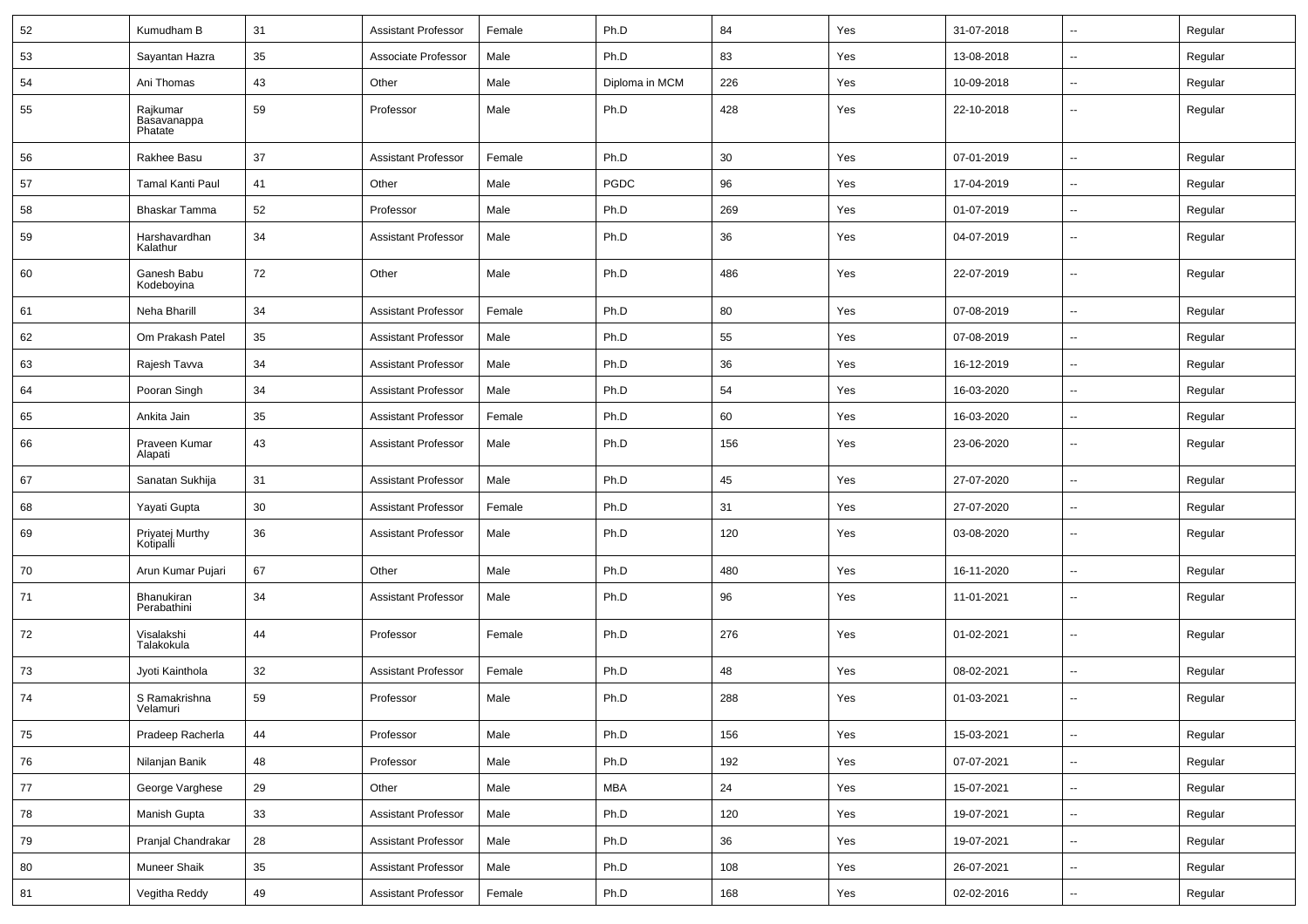| 52 | Kumudham B | 31 | Assistant Professor | Female | Ph.D | 84 | Yes | 31-07-2018 | -- | Regular |
|---|---|---|---|---|---|---|---|---|---|---|
| 53 | Sayantan Hazra | 35 | Associate Professor | Male | Ph.D | 83 | Yes | 13-08-2018 | -- | Regular |
| 54 | Ani Thomas | 43 | Other | Male | Diploma in MCM | 226 | Yes | 10-09-2018 | -- | Regular |
| 55 | Rajkumar Basavanappa Phatate | 59 | Professor | Male | Ph.D | 428 | Yes | 22-10-2018 | -- | Regular |
| 56 | Rakhee Basu | 37 | Assistant Professor | Female | Ph.D | 30 | Yes | 07-01-2019 | -- | Regular |
| 57 | Tamal Kanti Paul | 41 | Other | Male | PGDC | 96 | Yes | 17-04-2019 | -- | Regular |
| 58 | Bhaskar Tamma | 52 | Professor | Male | Ph.D | 269 | Yes | 01-07-2019 | -- | Regular |
| 59 | Harshavardhan Kalathur | 34 | Assistant Professor | Male | Ph.D | 36 | Yes | 04-07-2019 | -- | Regular |
| 60 | Ganesh Babu Kodeboyina | 72 | Other | Male | Ph.D | 486 | Yes | 22-07-2019 | -- | Regular |
| 61 | Neha Bharill | 34 | Assistant Professor | Female | Ph.D | 80 | Yes | 07-08-2019 | -- | Regular |
| 62 | Om Prakash Patel | 35 | Assistant Professor | Male | Ph.D | 55 | Yes | 07-08-2019 | -- | Regular |
| 63 | Rajesh Tavva | 34 | Assistant Professor | Male | Ph.D | 36 | Yes | 16-12-2019 | -- | Regular |
| 64 | Pooran Singh | 34 | Assistant Professor | Male | Ph.D | 54 | Yes | 16-03-2020 | -- | Regular |
| 65 | Ankita Jain | 35 | Assistant Professor | Female | Ph.D | 60 | Yes | 16-03-2020 | -- | Regular |
| 66 | Praveen Kumar Alapati | 43 | Assistant Professor | Male | Ph.D | 156 | Yes | 23-06-2020 | -- | Regular |
| 67 | Sanatan Sukhija | 31 | Assistant Professor | Male | Ph.D | 45 | Yes | 27-07-2020 | -- | Regular |
| 68 | Yayati Gupta | 30 | Assistant Professor | Female | Ph.D | 31 | Yes | 27-07-2020 | -- | Regular |
| 69 | Priyatej Murthy Kotipalli | 36 | Assistant Professor | Male | Ph.D | 120 | Yes | 03-08-2020 | -- | Regular |
| 70 | Arun Kumar Pujari | 67 | Other | Male | Ph.D | 480 | Yes | 16-11-2020 | -- | Regular |
| 71 | Bhanukiran Perabathini | 34 | Assistant Professor | Male | Ph.D | 96 | Yes | 11-01-2021 | -- | Regular |
| 72 | Visalakshi Talakokula | 44 | Professor | Female | Ph.D | 276 | Yes | 01-02-2021 | -- | Regular |
| 73 | Jyoti Kainthola | 32 | Assistant Professor | Female | Ph.D | 48 | Yes | 08-02-2021 | -- | Regular |
| 74 | S Ramakrishna Velamuri | 59 | Professor | Male | Ph.D | 288 | Yes | 01-03-2021 | -- | Regular |
| 75 | Pradeep Racherla | 44 | Professor | Male | Ph.D | 156 | Yes | 15-03-2021 | -- | Regular |
| 76 | Nilanjan Banik | 48 | Professor | Male | Ph.D | 192 | Yes | 07-07-2021 | -- | Regular |
| 77 | George Varghese | 29 | Other | Male | MBA | 24 | Yes | 15-07-2021 | -- | Regular |
| 78 | Manish Gupta | 33 | Assistant Professor | Male | Ph.D | 120 | Yes | 19-07-2021 | -- | Regular |
| 79 | Pranjal Chandrakar | 28 | Assistant Professor | Male | Ph.D | 36 | Yes | 19-07-2021 | -- | Regular |
| 80 | Muneer Shaik | 35 | Assistant Professor | Male | Ph.D | 108 | Yes | 26-07-2021 | -- | Regular |
| 81 | Vegitha Reddy | 49 | Assistant Professor | Female | Ph.D | 168 | Yes | 02-02-2016 | -- | Regular |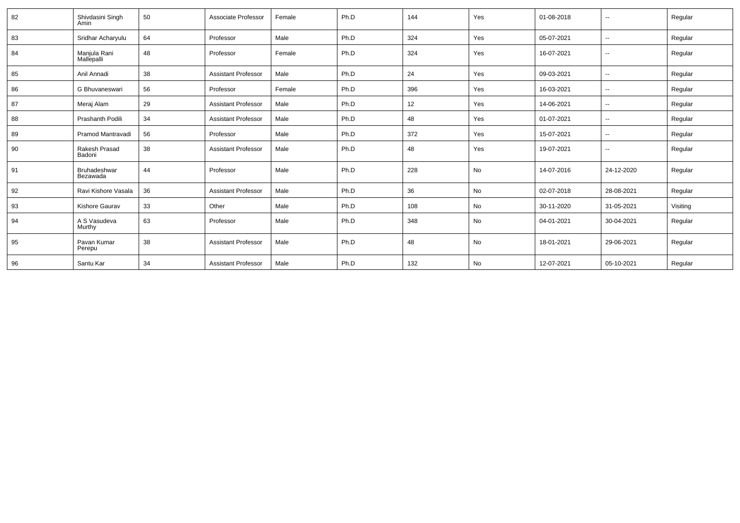| | | | | | | | | | | |
|---|---|---|---|---|---|---|---|---|---|---|
| 82 | Shivdasini Singh Amin | 50 | Associate Professor | Female | Ph.D | 144 | Yes | 01-08-2018 | -- | Regular |
| 83 | Sridhar Acharyulu | 64 | Professor | Male | Ph.D | 324 | Yes | 05-07-2021 | -- | Regular |
| 84 | Manjula Rani Mallepalli | 48 | Professor | Female | Ph.D | 324 | Yes | 16-07-2021 | -- | Regular |
| 85 | Anil Annadi | 38 | Assistant Professor | Male | Ph.D | 24 | Yes | 09-03-2021 | -- | Regular |
| 86 | G Bhuvaneswari | 56 | Professor | Female | Ph.D | 396 | Yes | 16-03-2021 | -- | Regular |
| 87 | Meraj Alam | 29 | Assistant Professor | Male | Ph.D | 12 | Yes | 14-06-2021 | -- | Regular |
| 88 | Prashanth Podili | 34 | Assistant Professor | Male | Ph.D | 48 | Yes | 01-07-2021 | -- | Regular |
| 89 | Pramod Mantravadi | 56 | Professor | Male | Ph.D | 372 | Yes | 15-07-2021 | -- | Regular |
| 90 | Rakesh Prasad Badoni | 38 | Assistant Professor | Male | Ph.D | 48 | Yes | 19-07-2021 | -- | Regular |
| 91 | Bruhadeshwar Bezawada | 44 | Professor | Male | Ph.D | 228 | No | 14-07-2016 | 24-12-2020 | Regular |
| 92 | Ravi Kishore Vasala | 36 | Assistant Professor | Male | Ph.D | 36 | No | 02-07-2018 | 28-08-2021 | Regular |
| 93 | Kishore Gaurav | 33 | Other | Male | Ph.D | 108 | No | 30-11-2020 | 31-05-2021 | Visiting |
| 94 | A S Vasudeva Murthy | 63 | Professor | Male | Ph.D | 348 | No | 04-01-2021 | 30-04-2021 | Regular |
| 95 | Pavan Kumar Perepu | 38 | Assistant Professor | Male | Ph.D | 48 | No | 18-01-2021 | 29-06-2021 | Regular |
| 96 | Santu Kar | 34 | Assistant Professor | Male | Ph.D | 132 | No | 12-07-2021 | 05-10-2021 | Regular |